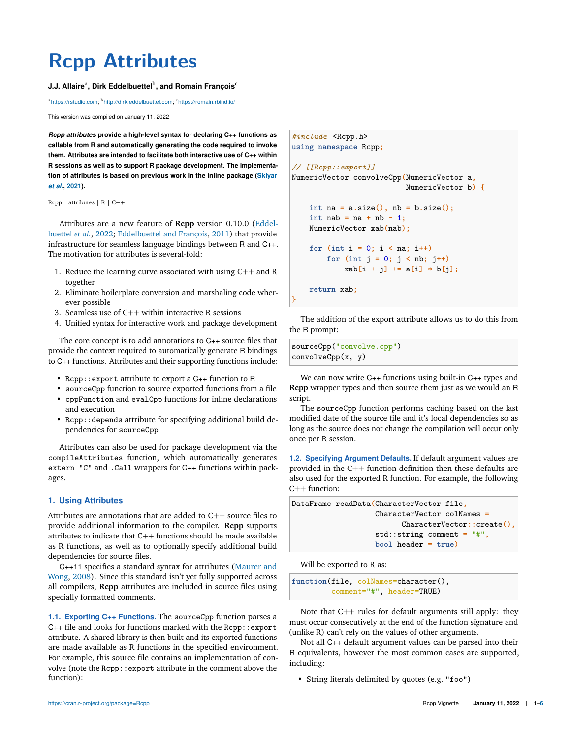# Rcpp Attributes

**J.J. Allaire[a], Dirk Eddelbuettel[b], and Romain François[c]**

[a]https://rstudio.com; [b]http://dirk.eddelbuettel.com; [c]https://romain.rbind.io/

This version was compiled on January 11, 2022

***Rcpp attributes*** **provide a high-level syntax for declaring C++ functions as callable from R and automatically generating the code required to invoke them. Attributes are intended to facilitate both interactive use of C++ within R sessions as well as to support R package development. The implementation of attributes is based on previous work in the inline package (Sklyar *et al.*, 2021).**

Rcpp | attributes | R | C++

Attributes are a new feature of **Rcpp** version 0.10.0 (Eddelbuettel *et al.*, 2022; Eddelbuettel and François, 2011) that provide infrastructure for seamless language bindings between R and C++. The motivation for attributes is several-fold:

1. Reduce the learning curve associated with using C++ and R together
2. Eliminate boilerplate conversion and marshaling code wherever possible
3. Seamless use of C++ within interactive R sessions
4. Unified syntax for interactive work and package development

The core concept is to add annotations to C++ source files that provide the context required to automatically generate R bindings to C++ functions. Attributes and their supporting functions include:

- `Rcpp::export` attribute to export a C++ function to R
- `sourceCpp` function to source exported functions from a file
- `cppFunction` and `evalCpp` functions for inline declarations and execution
- `Rcpp::depends` attribute for specifying additional build dependencies for `sourceCpp`

Attributes can also be used for package development via the `compileAttributes` function, which automatically generates `extern "C"` and `.Call` wrappers for C++ functions within packages.

## 1. Using Attributes

Attributes are annotations that are added to C++ source files to provide additional information to the compiler. **Rcpp** supports attributes to indicate that C++ functions should be made available as R functions, as well as to optionally specify additional build dependencies for source files.

C++11 specifies a standard syntax for attributes (Maurer and Wong, 2008). Since this standard isn't yet fully supported across all compilers, **Rcpp** attributes are included in source files using specially formatted comments.

**1.1. Exporting C++ Functions.** The `sourceCpp` function parses a C++ file and looks for functions marked with the `Rcpp::export` attribute. A shared library is then built and its exported functions are made available as R functions in the specified environment. For example, this source file contains an implementation of convolve (note the `Rcpp::export` attribute in the comment above the function):

```
#include <Rcpp.h>
using namespace Rcpp;

// [[Rcpp::export]]
NumericVector convolveCpp(NumericVector a,
                          NumericVector b) {

    int na = a.size(), nb = b.size();
    int nab = na + nb - 1;
    NumericVector xab(nab);

    for (int i = 0; i < na; i++)
        for (int j = 0; j < nb; j++)
            xab[i + j] += a[i] * b[j];

    return xab;
}
```

The addition of the export attribute allows us to do this from the R prompt:

```
sourceCpp("convolve.cpp")
convolveCpp(x, y)
```

We can now write C++ functions using built-in C++ types and **Rcpp** wrapper types and then source them just as we would an R script.

The `sourceCpp` function performs caching based on the last modified date of the source file and it's local dependencies so as long as the source does not change the compilation will occur only once per R session.

**1.2. Specifying Argument Defaults.** If default argument values are provided in the C++ function definition then these defaults are also used for the exported R function. For example, the following C++ function:

```
DataFrame readData(CharacterVector file,
                   CharacterVector colNames =
                         CharacterVector::create(),
                   std::string comment = "#",
                   bool header = true)
```

Will be exported to R as:

```
function(file, colNames=character(),
         comment="#", header=TRUE)
```

Note that C++ rules for default arguments still apply: they must occur consecutively at the end of the function signature and (unlike R) can't rely on the values of other arguments.

Not all C++ default argument values can be parsed into their R equivalents, however the most common cases are supported, including:

- String literals delimited by quotes (e.g. `"foo"`)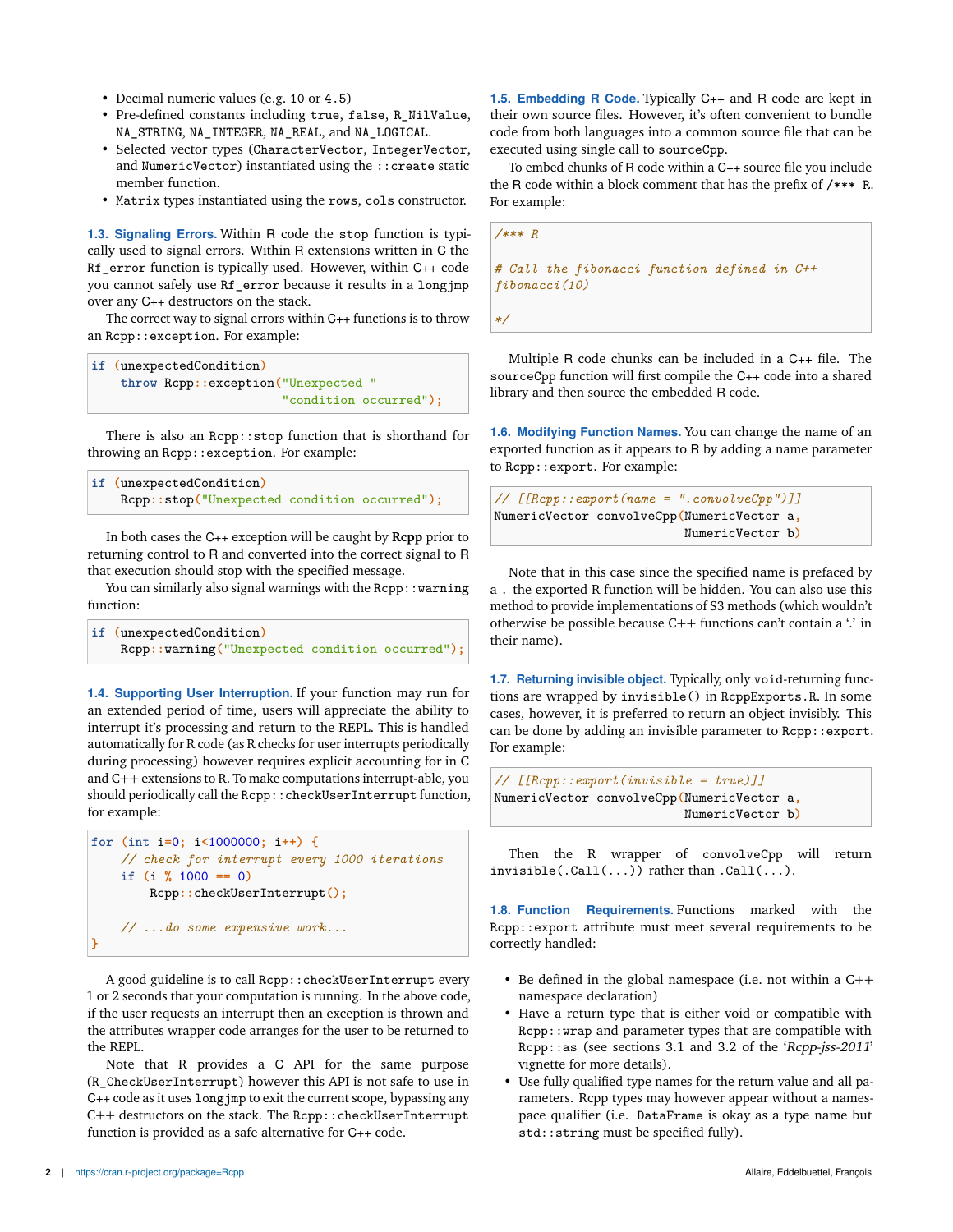- Decimal numeric values (e.g. `10` or `4.5`)
- Pre-defined constants including `true`, `false`, `R_NilValue`, `NA_STRING`, `NA_INTEGER`, `NA_REAL`, and `NA_LOGICAL`.
- Selected vector types (`CharacterVector`, `IntegerVector`, and `NumericVector`) instantiated using the `::create` static member function.
- `Matrix` types instantiated using the `rows`, `cols` constructor.

### 1.3. Signaling Errors.

Within R code the `stop` function is typically used to signal errors. Within R extensions written in C the `Rf_error` function is typically used. However, within C++ code you cannot safely use `Rf_error` because it results in a `longjmp` over any C++ destructors on the stack.

The correct way to signal errors within C++ functions is to throw an `Rcpp::exception`. For example:

```
if (unexpectedCondition)
    throw Rcpp::exception("Unexpected "
                          "condition occurred");
```

There is also an `Rcpp::stop` function that is shorthand for throwing an `Rcpp::exception`. For example:

```
if (unexpectedCondition)
    Rcpp::stop("Unexpected condition occurred");
```

In both cases the C++ exception will be caught by **Rcpp** prior to returning control to R and converted into the correct signal to R that execution should stop with the specified message.

You can similarly also signal warnings with the `Rcpp::warning` function:

```
if (unexpectedCondition)
    Rcpp::warning("Unexpected condition occurred");
```

### 1.4. Supporting User Interruption.

If your function may run for an extended period of time, users will appreciate the ability to interrupt it's processing and return to the REPL. This is handled automatically for R code (as R checks for user interrupts periodically during processing) however requires explicit accounting for in C and C++ extensions to R. To make computations interrupt-able, you should periodically call the `Rcpp::checkUserInterrupt` function, for example:

```
for (int i=0; i<1000000; i++) {
    // check for interrupt every 1000 iterations
    if (i % 1000 == 0)
        Rcpp::checkUserInterrupt();

    // ...do some expensive work...
}
```

A good guideline is to call `Rcpp::checkUserInterrupt` every 1 or 2 seconds that your computation is running. In the above code, if the user requests an interrupt then an exception is thrown and the attributes wrapper code arranges for the user to be returned to the REPL.

Note that R provides a C API for the same purpose (`R_CheckUserInterrupt`) however this API is not safe to use in C++ code as it uses `longjmp` to exit the current scope, bypassing any C++ destructors on the stack. The `Rcpp::checkUserInterrupt` function is provided as a safe alternative for C++ code.

### 1.5. Embedding R Code.

Typically C++ and R code are kept in their own source files. However, it's often convenient to bundle code from both languages into a common source file that can be executed using single call to `sourceCpp`.

To embed chunks of R code within a C++ source file you include the R code within a block comment that has the prefix of `/*** R`. For example:

```
/*** R

# Call the fibonacci function defined in C++
fibonacci(10)

*/
```

Multiple R code chunks can be included in a C++ file. The `sourceCpp` function will first compile the C++ code into a shared library and then source the embedded R code.

### 1.6. Modifying Function Names.

You can change the name of an exported function as it appears to R by adding a name parameter to `Rcpp::export`. For example:

```
// [[Rcpp::export(name = ".convolveCpp")]]
NumericVector convolveCpp(NumericVector a,
                          NumericVector b)
```

Note that in this case since the specified name is prefaced by a `.` the exported R function will be hidden. You can also use this method to provide implementations of S3 methods (which wouldn't otherwise be possible because C++ functions can't contain a '.' in their name).

### 1.7. Returning invisible object.

Typically, only `void`-returning functions are wrapped by `invisible()` in `RcppExports.R`. In some cases, however, it is preferred to return an object invisibly. This can be done by adding an invisible parameter to `Rcpp::export`. For example:

```
// [[Rcpp::export(invisible = true)]]
NumericVector convolveCpp(NumericVector a,
                          NumericVector b)
```

Then the R wrapper of `convolveCpp` will return `invisible(.Call(...))` rather than `.Call(...)`.

### 1.8. Function Requirements.

Functions marked with the `Rcpp::export` attribute must meet several requirements to be correctly handled:

- Be defined in the global namespace (i.e. not within a C++ namespace declaration)
- Have a return type that is either void or compatible with `Rcpp::wrap` and parameter types that are compatible with `Rcpp::as` (see sections 3.1 and 3.2 of the '*Rcpp-jss-2011*' vignette for more details).
- Use fully qualified type names for the return value and all parameters. Rcpp types may however appear without a namespace qualifier (i.e. `DataFrame` is okay as a type name but `std::string` must be specified fully).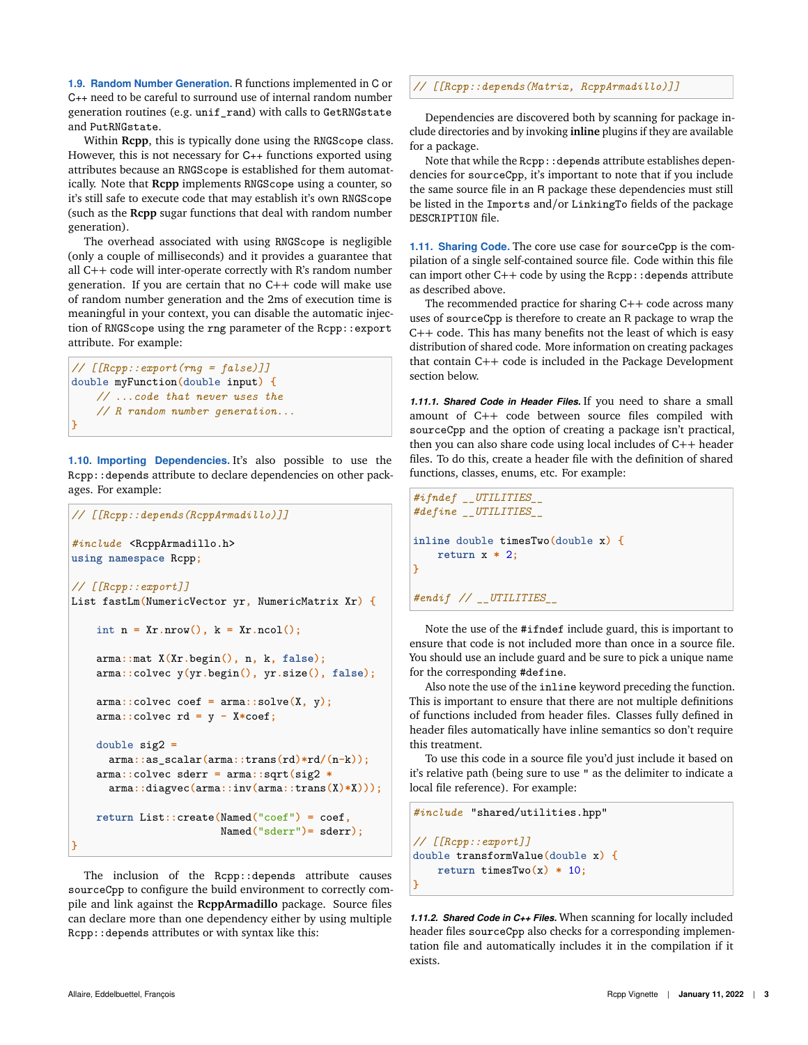### 1.9. Random Number Generation.

R functions implemented in C or C++ need to be careful to surround use of internal random number generation routines (e.g. `unif_rand`) with calls to `GetRNGstate` and `PutRNGstate`.

Within **Rcpp**, this is typically done using the `RNGScope` class. However, this is not necessary for C++ functions exported using attributes because an `RNGScope` is established for them automatically. Note that **Rcpp** implements `RNGScope` using a counter, so it's still safe to execute code that may establish it's own `RNGScope` (such as the **Rcpp** sugar functions that deal with random number generation).

The overhead associated with using `RNGScope` is negligible (only a couple of milliseconds) and it provides a guarantee that all C++ code will inter-operate correctly with R's random number generation. If you are certain that no C++ code will make use of random number generation and the 2ms of execution time is meaningful in your context, you can disable the automatic injection of `RNGScope` using the `rng` parameter of the `Rcpp::export` attribute. For example:

```
// [[Rcpp::export(rng = false)]]
double myFunction(double input) {
    // ...code that never uses the
    // R random number generation...
}
```

### 1.10. Importing Dependencies.

It's also possible to use the `Rcpp::depends` attribute to declare dependencies on other packages. For example:

```
// [[Rcpp::depends(RcppArmadillo)]]

#include <RcppArmadillo.h>
using namespace Rcpp;

// [[Rcpp::export]]
List fastLm(NumericVector yr, NumericMatrix Xr) {

    int n = Xr.nrow(), k = Xr.ncol();

    arma::mat X(Xr.begin(), n, k, false);
    arma::colvec y(yr.begin(), yr.size(), false);

    arma::colvec coef = arma::solve(X, y);
    arma::colvec rd = y - X*coef;

    double sig2 =
      arma::as_scalar(arma::trans(rd)*rd/(n-k));
    arma::colvec sderr = arma::sqrt(sig2 *
      arma::diagvec(arma::inv(arma::trans(X)*X)));

    return List::create(Named("coef") = coef,
                        Named("sderr")= sderr);
}
```

The inclusion of the `Rcpp::depends` attribute causes `sourceCpp` to configure the build environment to correctly compile and link against the **RcppArmadillo** package. Source files can declare more than one dependency either by using multiple `Rcpp::depends` attributes or with syntax like this:

```
// [[Rcpp::depends(Matrix, RcppArmadillo)]]
```

Dependencies are discovered both by scanning for package include directories and by invoking **inline** plugins if they are available for a package.

Note that while the `Rcpp::depends` attribute establishes dependencies for `sourceCpp`, it's important to note that if you include the same source file in an R package these dependencies must still be listed in the `Imports` and/or `LinkingTo` fields of the package `DESCRIPTION` file.

### 1.11. Sharing Code.

The core use case for `sourceCpp` is the compilation of a single self-contained source file. Code within this file can import other C++ code by using the `Rcpp::depends` attribute as described above.

The recommended practice for sharing C++ code across many uses of `sourceCpp` is therefore to create an R package to wrap the C++ code. This has many benefits not the least of which is easy distribution of shared code. More information on creating packages that contain C++ code is included in the Package Development section below.

#### 1.11.1. Shared Code in Header Files.

If you need to share a small amount of C++ code between source files compiled with `sourceCpp` and the option of creating a package isn't practical, then you can also share code using local includes of C++ header files. To do this, create a header file with the definition of shared functions, classes, enums, etc. For example:

```
#ifndef __UTILITIES__
#define __UTILITIES__

inline double timesTwo(double x) {
    return x * 2;
}

#endif // __UTILITIES__
```

Note the use of the `#ifndef` include guard, this is important to ensure that code is not included more than once in a source file. You should use an include guard and be sure to pick a unique name for the corresponding `#define`.

Also note the use of the `inline` keyword preceding the function. This is important to ensure that there are not multiple definitions of functions included from header files. Classes fully defined in header files automatically have inline semantics so don't require this treatment.

To use this code in a source file you'd just include it based on it's relative path (being sure to use `"` as the delimiter to indicate a local file reference). For example:

```
#include "shared/utilities.hpp"

// [[Rcpp::export]]
double transformValue(double x) {
    return timesTwo(x) * 10;
}
```

#### 1.11.2. Shared Code in C++ Files.

When scanning for locally included header files `sourceCpp` also checks for a corresponding implementation file and automatically includes it in the compilation if it exists.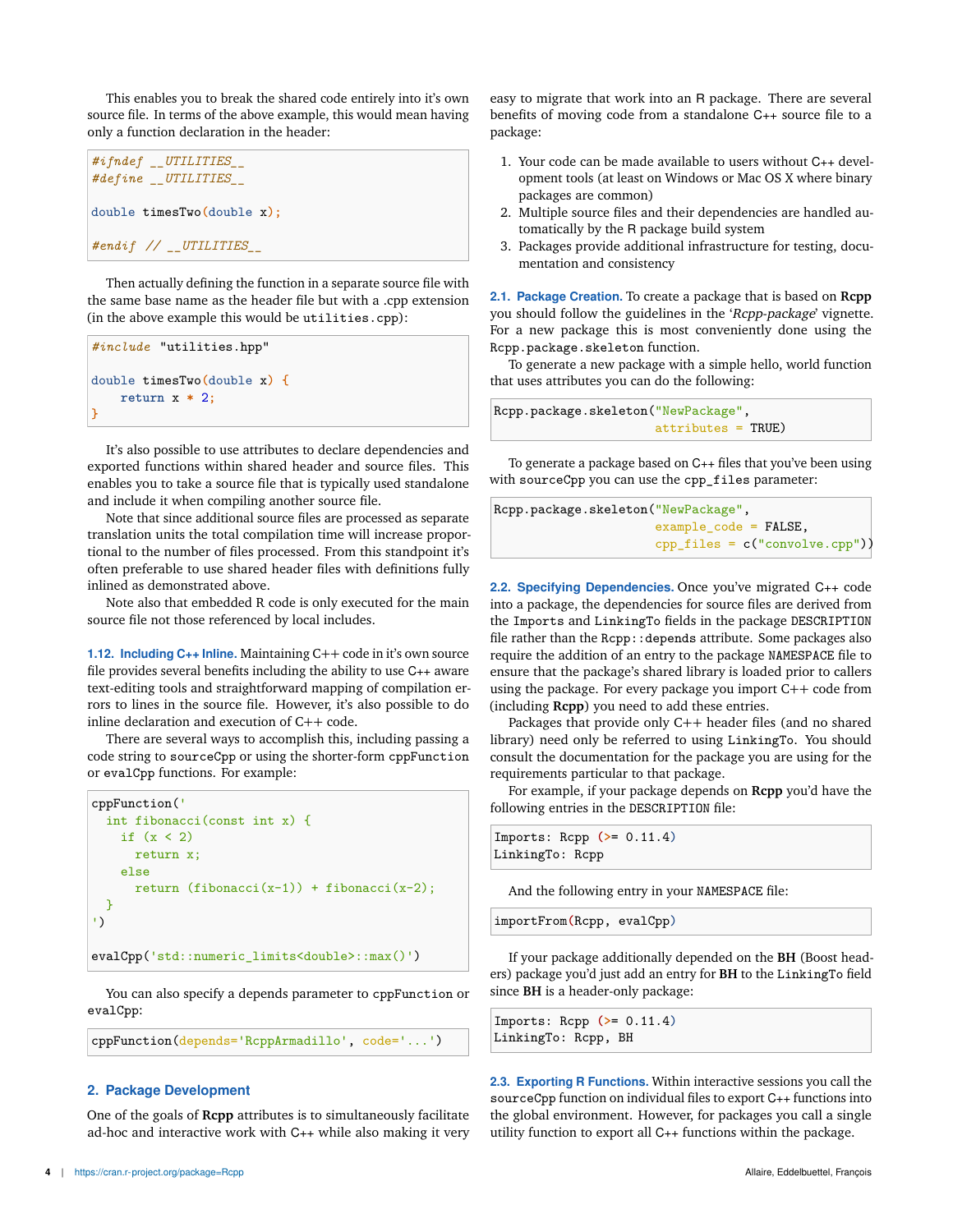This enables you to break the shared code entirely into it's own source file. In terms of the above example, this would mean having only a function declaration in the header:

```
#ifndef __UTILITIES__
#define __UTILITIES__

double timesTwo(double x);

#endif // __UTILITIES__
```

Then actually defining the function in a separate source file with the same base name as the header file but with a .cpp extension (in the above example this would be `utilities.cpp`):

```
#include "utilities.hpp"

double timesTwo(double x) {
    return x * 2;
}
```

It's also possible to use attributes to declare dependencies and exported functions within shared header and source files. This enables you to take a source file that is typically used standalone and include it when compiling another source file.

Note that since additional source files are processed as separate translation units the total compilation time will increase proportional to the number of files processed. From this standpoint it's often preferable to use shared header files with definitions fully inlined as demonstrated above.

Note also that embedded R code is only executed for the main source file not those referenced by local includes.

### 1.12. Including C++ Inline.

Maintaining C++ code in it's own source file provides several benefits including the ability to use C++ aware text-editing tools and straightforward mapping of compilation errors to lines in the source file. However, it's also possible to do inline declaration and execution of C++ code.

There are several ways to accomplish this, including passing a code string to `sourceCpp` or using the shorter-form `cppFunction` or `evalCpp` functions. For example:

```
cppFunction('
  int fibonacci(const int x) {
    if (x < 2)
      return x;
    else
      return (fibonacci(x-1)) + fibonacci(x-2);
  }
')

evalCpp('std::numeric_limits<double>::max()')
```

You can also specify a depends parameter to `cppFunction` or `evalCpp`:

```
cppFunction(depends='RcppArmadillo', code='...')
```

## 2. Package Development

One of the goals of **Rcpp** attributes is to simultaneously facilitate ad-hoc and interactive work with C++ while also making it very easy to migrate that work into an R package. There are several benefits of moving code from a standalone C++ source file to a package:

1. Your code can be made available to users without C++ development tools (at least on Windows or Mac OS X where binary packages are common)
2. Multiple source files and their dependencies are handled automatically by the R package build system
3. Packages provide additional infrastructure for testing, documentation and consistency

### 2.1. Package Creation.

To create a package that is based on **Rcpp** you should follow the guidelines in the '*Rcpp-package*' vignette. For a new package this is most conveniently done using the `Rcpp.package.skeleton` function.

To generate a new package with a simple hello, world function that uses attributes you can do the following:

```
Rcpp.package.skeleton("NewPackage",
                      attributes = TRUE)
```

To generate a package based on C++ files that you've been using with `sourceCpp` you can use the `cpp_files` parameter:

```
Rcpp.package.skeleton("NewPackage",
                      example_code = FALSE,
                      cpp_files = c("convolve.cpp"))
```

### 2.2. Specifying Dependencies.

Once you've migrated C++ code into a package, the dependencies for source files are derived from the `Imports` and `LinkingTo` fields in the package `DESCRIPTION` file rather than the `Rcpp::depends` attribute. Some packages also require the addition of an entry to the package `NAMESPACE` file to ensure that the package's shared library is loaded prior to callers using the package. For every package you import C++ code from (including **Rcpp**) you need to add these entries.

Packages that provide only C++ header files (and no shared library) need only be referred to using `LinkingTo`. You should consult the documentation for the package you are using for the requirements particular to that package.

For example, if your package depends on **Rcpp** you'd have the following entries in the `DESCRIPTION` file:

```
Imports: Rcpp (>= 0.11.4)
LinkingTo: Rcpp
```

And the following entry in your `NAMESPACE` file:

```
importFrom(Rcpp, evalCpp)
```

If your package additionally depended on the **BH** (Boost headers) package you'd just add an entry for **BH** to the `LinkingTo` field since **BH** is a header-only package:

```
Imports: Rcpp (>= 0.11.4)
LinkingTo: Rcpp, BH
```

### 2.3. Exporting R Functions.

Within interactive sessions you call the `sourceCpp` function on individual files to export C++ functions into the global environment. However, for packages you call a single utility function to export all C++ functions within the package.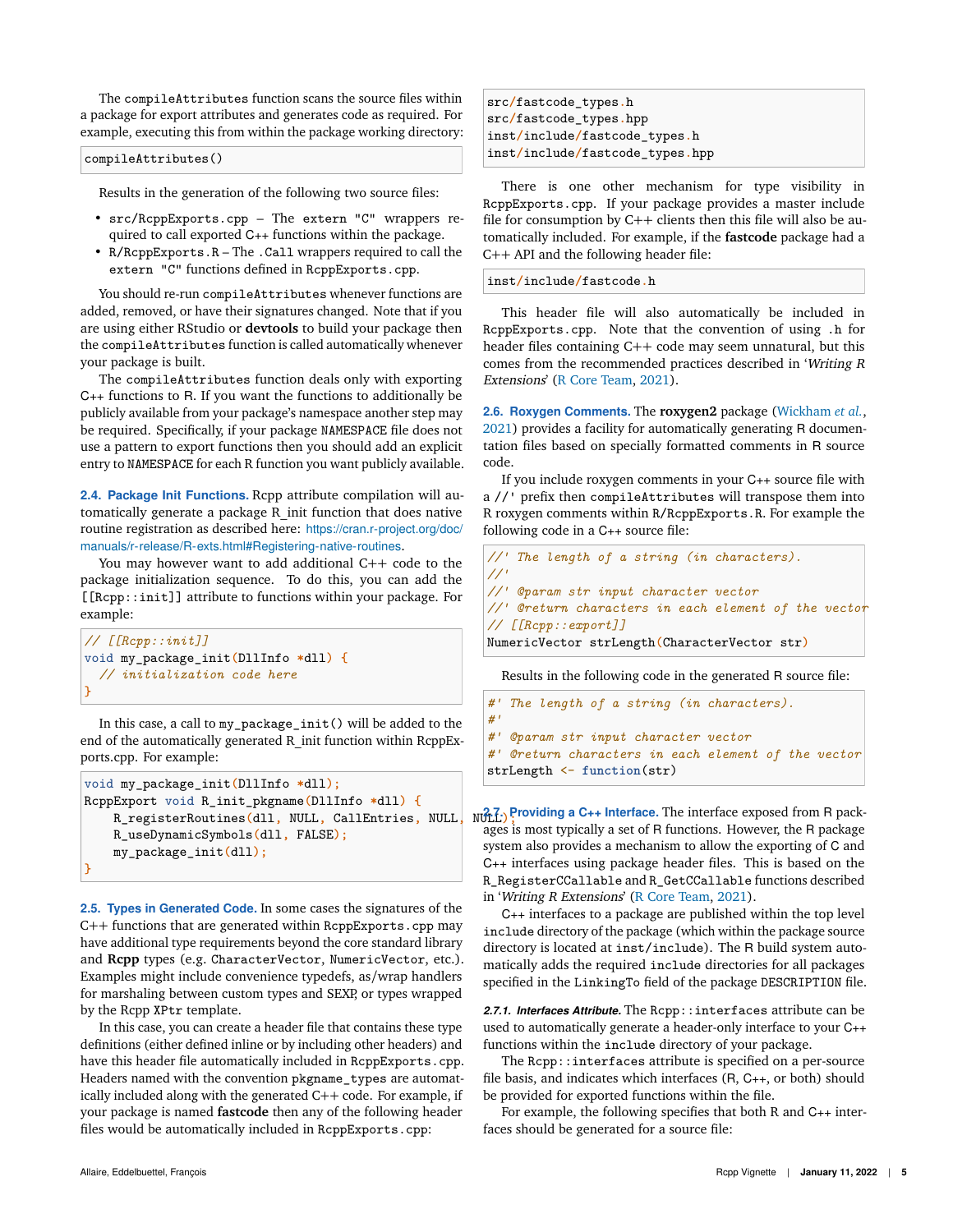The `compileAttributes` function scans the source files within a package for export attributes and generates code as required. For example, executing this from within the package working directory:

```
compileAttributes()
```

Results in the generation of the following two source files:

- `src/RcppExports.cpp` – The `extern "C"` wrappers required to call exported C++ functions within the package.
- `R/RcppExports.R` – The `.Call` wrappers required to call the `extern "C"` functions defined in `RcppExports.cpp`.

You should re-run `compileAttributes` whenever functions are added, removed, or have their signatures changed. Note that if you are using either RStudio or **devtools** to build your package then the `compileAttributes` function is called automatically whenever your package is built.

The `compileAttributes` function deals only with exporting C++ functions to R. If you want the functions to additionally be publicly available from your package's namespace another step may be required. Specifically, if your package `NAMESPACE` file does not use a pattern to export functions then you should add an explicit entry to `NAMESPACE` for each R function you want publicly available.

### 2.4. Package Init Functions.

Rcpp attribute compilation will automatically generate a package R_init function that does native routine registration as described here: https://cran.r-project.org/doc/manuals/r-release/R-exts.html#Registering-native-routines.

You may however want to add additional C++ code to the package initialization sequence. To do this, you can add the `[[Rcpp::init]]` attribute to functions within your package. For example:

```
// [[Rcpp::init]]
void my_package_init(DllInfo *dll) {
  // initialization code here
}
```

In this case, a call to `my_package_init()` will be added to the end of the automatically generated R_init function within RcppExports.cpp. For example:

```
void my_package_init(DllInfo *dll);
RcppExport void R_init_pkgname(DllInfo *dll) {
    R_registerRoutines(dll, NULL, CallEntries, NULL, NULL);
    R_useDynamicSymbols(dll, FALSE);
    my_package_init(dll);
}
```

### 2.5. Types in Generated Code.

In some cases the signatures of the C++ functions that are generated within `RcppExports.cpp` may have additional type requirements beyond the core standard library and **Rcpp** types (e.g. `CharacterVector`, `NumericVector`, etc.). Examples might include convenience typedefs, as/wrap handlers for marshaling between custom types and SEXP, or types wrapped by the Rcpp `XPtr` template.

In this case, you can create a header file that contains these type definitions (either defined inline or by including other headers) and have this header file automatically included in `RcppExports.cpp`. Headers named with the convention `pkgname_types` are automatically included along with the generated C++ code. For example, if your package is named **fastcode** then any of the following header files would be automatically included in `RcppExports.cpp`:

```
src/fastcode_types.h
src/fastcode_types.hpp
inst/include/fastcode_types.h
inst/include/fastcode_types.hpp
```

There is one other mechanism for type visibility in `RcppExports.cpp`. If your package provides a master include file for consumption by C++ clients then this file will also be automatically included. For example, if the **fastcode** package had a C++ API and the following header file:

```
inst/include/fastcode.h
```

This header file will also automatically be included in `RcppExports.cpp`. Note that the convention of using `.h` for header files containing C++ code may seem unnatural, but this comes from the recommended practices described in '*Writing R Extensions*' (R Core Team, 2021).

### 2.6. Roxygen Comments.

The **roxygen2** package (Wickham *et al.*, 2021) provides a facility for automatically generating R documentation files based on specially formatted comments in R source code.

If you include roxygen comments in your C++ source file with a `//'` prefix then `compileAttributes` will transpose them into R roxygen comments within `R/RcppExports.R`. For example the following code in a C++ source file:

```
//' The length of a string (in characters).
//'
//' @param str input character vector
//' @return characters in each element of the vector
// [[Rcpp::export]]
NumericVector strLength(CharacterVector str)
```

Results in the following code in the generated R source file:

```
#' The length of a string (in characters).
#'
#' @param str input character vector
#' @return characters in each element of the vector
strLength <- function(str)
```

### 2.7. Providing a C++ Interface.

The interface exposed from R packages is most typically a set of R functions. However, the R package system also provides a mechanism to allow the exporting of C and C++ interfaces using package header files. This is based on the `R_RegisterCCallable` and `R_GetCCallable` functions described in '*Writing R Extensions*' (R Core Team, 2021).

C++ interfaces to a package are published within the top level `include` directory of the package (which within the package source directory is located at `inst/include`). The R build system automatically adds the required `include` directories for all packages specified in the `LinkingTo` field of the package `DESCRIPTION` file.

#### 2.7.1. Interfaces Attribute.

The `Rcpp::interfaces` attribute can be used to automatically generate a header-only interface to your C++ functions within the `include` directory of your package.

The `Rcpp::interfaces` attribute is specified on a per-source file basis, and indicates which interfaces (R, C++, or both) should be provided for exported functions within the file.

For example, the following specifies that both R and C++ interfaces should be generated for a source file: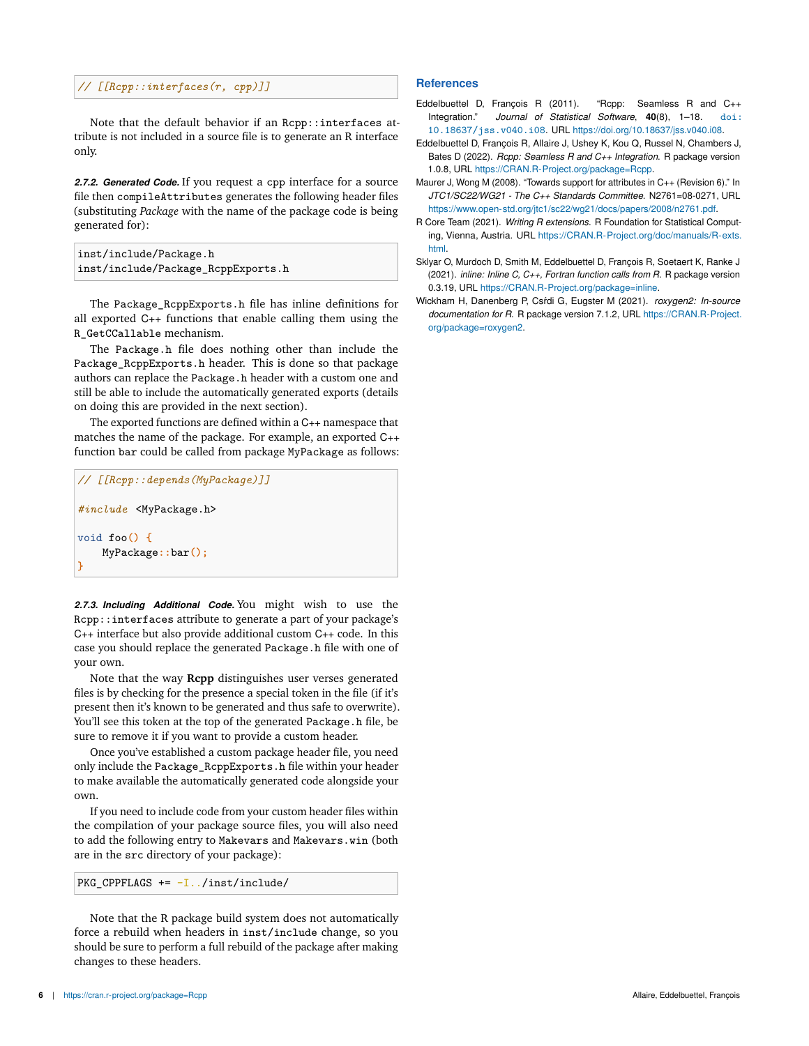```
// [[Rcpp::interfaces(r, cpp)]]
```

Note that the default behavior if an `Rcpp::interfaces` attribute is not included in a source file is to generate an R interface only.

***2.7.2. Generated Code.*** If you request a `cpp` interface for a source file then `compileAttributes` generates the following header files (substituting *Package* with the name of the package code is being generated for):

```
inst/include/Package.h
inst/include/Package_RcppExports.h
```

The `Package_RcppExports.h` file has inline definitions for all exported C++ functions that enable calling them using the `R_GetCCallable` mechanism.

The `Package.h` file does nothing other than include the `Package_RcppExports.h` header. This is done so that package authors can replace the `Package.h` header with a custom one and still be able to include the automatically generated exports (details on doing this are provided in the next section).

The exported functions are defined within a C++ namespace that matches the name of the package. For example, an exported C++ function `bar` could be called from package `MyPackage` as follows:

```
// [[Rcpp::depends(MyPackage)]]

#include <MyPackage.h>

void foo() {
    MyPackage::bar();
}
```

***2.7.3. Including Additional Code.*** You might wish to use the `Rcpp::interfaces` attribute to generate a part of your package's C++ interface but also provide additional custom C++ code. In this case you should replace the generated `Package.h` file with one of your own.

Note that the way **Rcpp** distinguishes user verses generated files is by checking for the presence a special token in the file (if it's present then it's known to be generated and thus safe to overwrite). You'll see this token at the top of the generated `Package.h` file, be sure to remove it if you want to provide a custom header.

Once you've established a custom package header file, you need only include the `Package_RcppExports.h` file within your header to make available the automatically generated code alongside your own.

If you need to include code from your custom header files within the compilation of your package source files, you will also need to add the following entry to `Makevars` and `Makevars.win` (both are in the `src` directory of your package):

```
PKG_CPPFLAGS += -I../inst/include/
```

Note that the R package build system does not automatically force a rebuild when headers in `inst/include` change, so you should be sure to perform a full rebuild of the package after making changes to these headers.

## References

Eddelbuettel D, François R (2011). "Rcpp: Seamless R and C++ Integration." *Journal of Statistical Software*, **40**(8), 1–18. doi:10.18637/jss.v040.i08. URL https://doi.org/10.18637/jss.v040.i08.

Eddelbuettel D, François R, Allaire J, Ushey K, Kou Q, Russel N, Chambers J, Bates D (2022). *Rcpp: Seamless R and C++ Integration.* R package version 1.0.8, URL https://CRAN.R-Project.org/package=Rcpp.

Maurer J, Wong M (2008). "Towards support for attributes in C++ (Revision 6)." In *JTC1/SC22/WG21 - The C++ Standards Committee.* N2761=08-0271, URL https://www.open-std.org/jtc1/sc22/wg21/docs/papers/2008/n2761.pdf.

R Core Team (2021). *Writing R extensions.* R Foundation for Statistical Computing, Vienna, Austria. URL https://CRAN.R-Project.org/doc/manuals/R-exts.html.

Sklyar O, Murdoch D, Smith M, Eddelbuettel D, François R, Soetaert K, Ranke J (2021). *inline: Inline C, C++, Fortran function calls from R.* R package version 0.3.19, URL https://CRAN.R-Project.org/package=inline.

Wickham H, Danenberg P, Csárdi G, Eugster M (2021). *roxygen2: In-source documentation for R.* R package version 7.1.2, URL https://CRAN.R-Project.org/package=roxygen2.